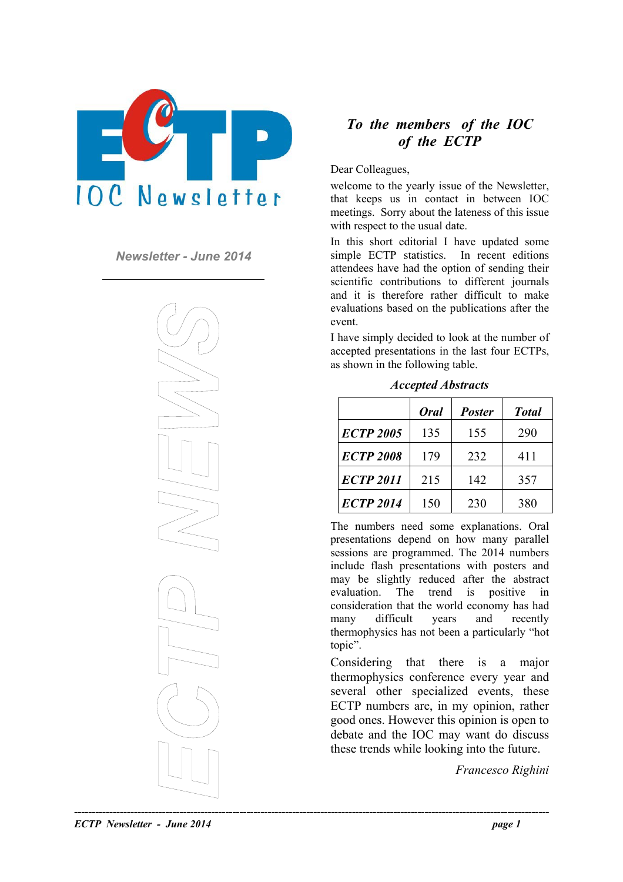# ECTP IOC Newsletter

*Newsletter - June 2014*

ECTP NEWS

## *To the members of the IOC of the ECTP*

Dear Colleagues,

welcome to the yearly issue of the Newsletter, that keeps us in contact in between IOC meetings. Sorry about the lateness of this issue with respect to the usual date.

In this short editorial I have updated some simple ECTP statistics. In recent editions attendees have had the option of sending their scientific contributions to different journals and it is therefore rather difficult to make evaluations based on the publications after the event.

I have simply decided to look at the number of accepted presentations in the last four ECTPs, as shown in the following table.

*Accepted Abstracts*

| | ***Oral*** | ***Poster*** | ***Total*** |
|---|---|---|---|
| ***ECTP 2005*** | 135 | 155 | 290 |
| ***ECTP 2008*** | 179 | 232 | 411 |
| ***ECTP 2011*** | 215 | 142 | 357 |
| ***ECTP 2014*** | 150 | 230 | 380 |

The numbers need some explanations. Oral presentations depend on how many parallel sessions are programmed. The 2014 numbers include flash presentations with posters and may be slightly reduced after the abstract evaluation. The trend is positive in consideration that the world economy has had many difficult years and recently thermophysics has not been a particularly "hot topic".

Considering that there is a major thermophysics conference every year and several other specialized events, these ECTP numbers are, in my opinion, rather good ones. However this opinion is open to debate and the IOC may want do discuss these trends while looking into the future.

*Francesco Righini*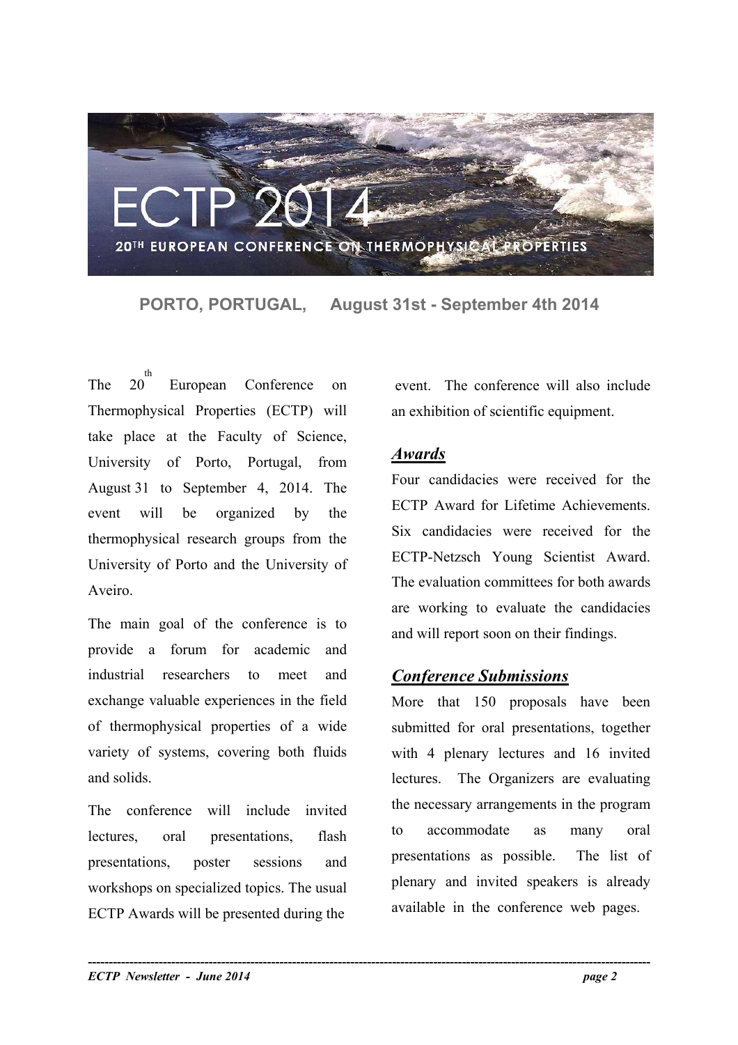# ECTP 2014

## 20TH EUROPEAN CONFERENCE ON THERMOPHYSICAL PROPERTIES

**PORTO, PORTUGAL, August 31st - September 4th 2014**

The 20th European Conference on Thermophysical Properties (ECTP) will take place at the Faculty of Science, University of Porto, Portugal, from August 31 to September 4, 2014. The event will be organized by the thermophysical research groups from the University of Porto and the University of Aveiro.

The main goal of the conference is to provide a forum for academic and industrial researchers to meet and exchange valuable experiences in the field of thermophysical properties of a wide variety of systems, covering both fluids and solids.

The conference will include invited lectures, oral presentations, flash presentations, poster sessions and workshops on specialized topics. The usual ECTP Awards will be presented during the event. The conference will also include an exhibition of scientific equipment.

### ***Awards***

Four candidacies were received for the ECTP Award for Lifetime Achievements. Six candidacies were received for the ECTP-Netzsch Young Scientist Award. The evaluation committees for both awards are working to evaluate the candidacies and will report soon on their findings.

### ***Conference Submissions***

More that 150 proposals have been submitted for oral presentations, together with 4 plenary lectures and 16 invited lectures. The Organizers are evaluating the necessary arrangements in the program to accommodate as many oral presentations as possible. The list of plenary and invited speakers is already available in the conference web pages.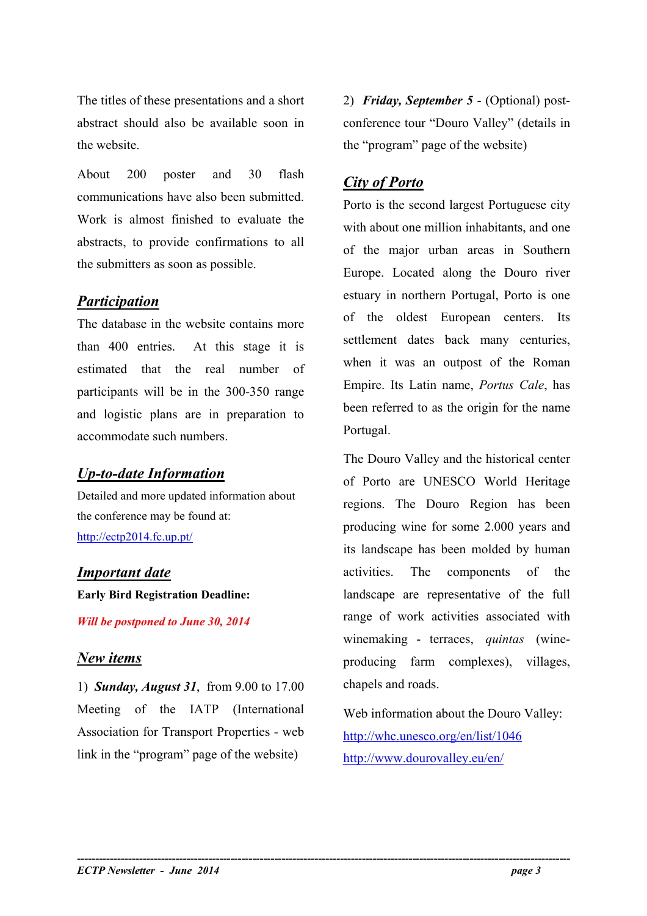The titles of these presentations and a short abstract should also be available soon in the website.

About 200 poster and 30 flash communications have also been submitted. Work is almost finished to evaluate the abstracts, to provide confirmations to all the submitters as soon as possible.

## *Participation*

The database in the website contains more than 400 entries. At this stage it is estimated that the real number of participants will be in the 300-350 range and logistic plans are in preparation to accommodate such numbers.

## *Up-to-date Information*

Detailed and more updated information about the conference may be found at: http://ectp2014.fc.up.pt/

## *Important date*

**Early Bird Registration Deadline:**

***Will be postponed to June 30, 2014***

## *New items*

1) ***Sunday, August 31***, from 9.00 to 17.00 Meeting of the IATP (International Association for Transport Properties - web link in the "program" page of the website)

2) ***Friday, September 5*** - (Optional) post-conference tour "Douro Valley" (details in the "program" page of the website)

## *City of Porto*

Porto is the second largest Portuguese city with about one million inhabitants, and one of the major urban areas in Southern Europe. Located along the Douro river estuary in northern Portugal, Porto is one of the oldest European centers. Its settlement dates back many centuries, when it was an outpost of the Roman Empire. Its Latin name, *Portus Cale*, has been referred to as the origin for the name Portugal.

The Douro Valley and the historical center of Porto are UNESCO World Heritage regions. The Douro Region has been producing wine for some 2.000 years and its landscape has been molded by human activities. The components of the landscape are representative of the full range of work activities associated with winemaking - terraces, *quintas* (wine-producing farm complexes), villages, chapels and roads.

Web information about the Douro Valley:
http://whc.unesco.org/en/list/1046
http://www.dourovalley.eu/en/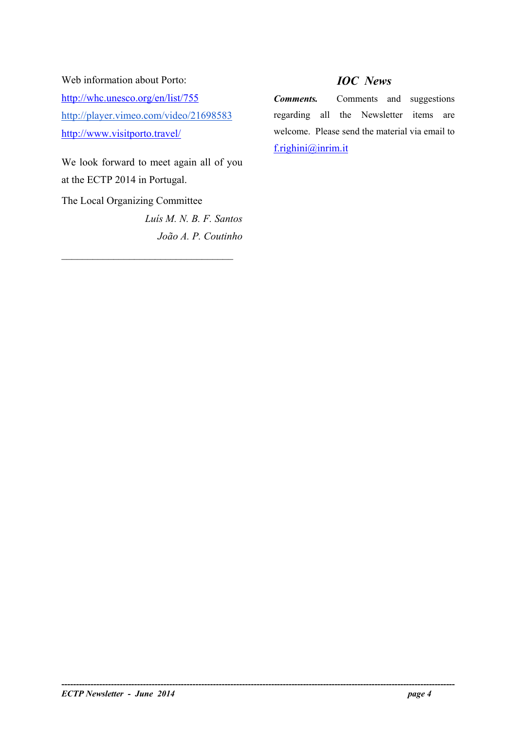Web information about Porto:

http://whc.unesco.org/en/list/755

http://player.vimeo.com/video/21698583

http://www.visitporto.travel/

We look forward to meet again all of you at the ECTP 2014 in Portugal.

The Local Organizing Committee

*Luís M. N. B. F. Santos*

*João A. P. Coutinho*

---

## *IOC News*

***Comments.*** Comments and suggestions regarding all the Newsletter items are welcome. Please send the material via email to f.righini@inrim.it